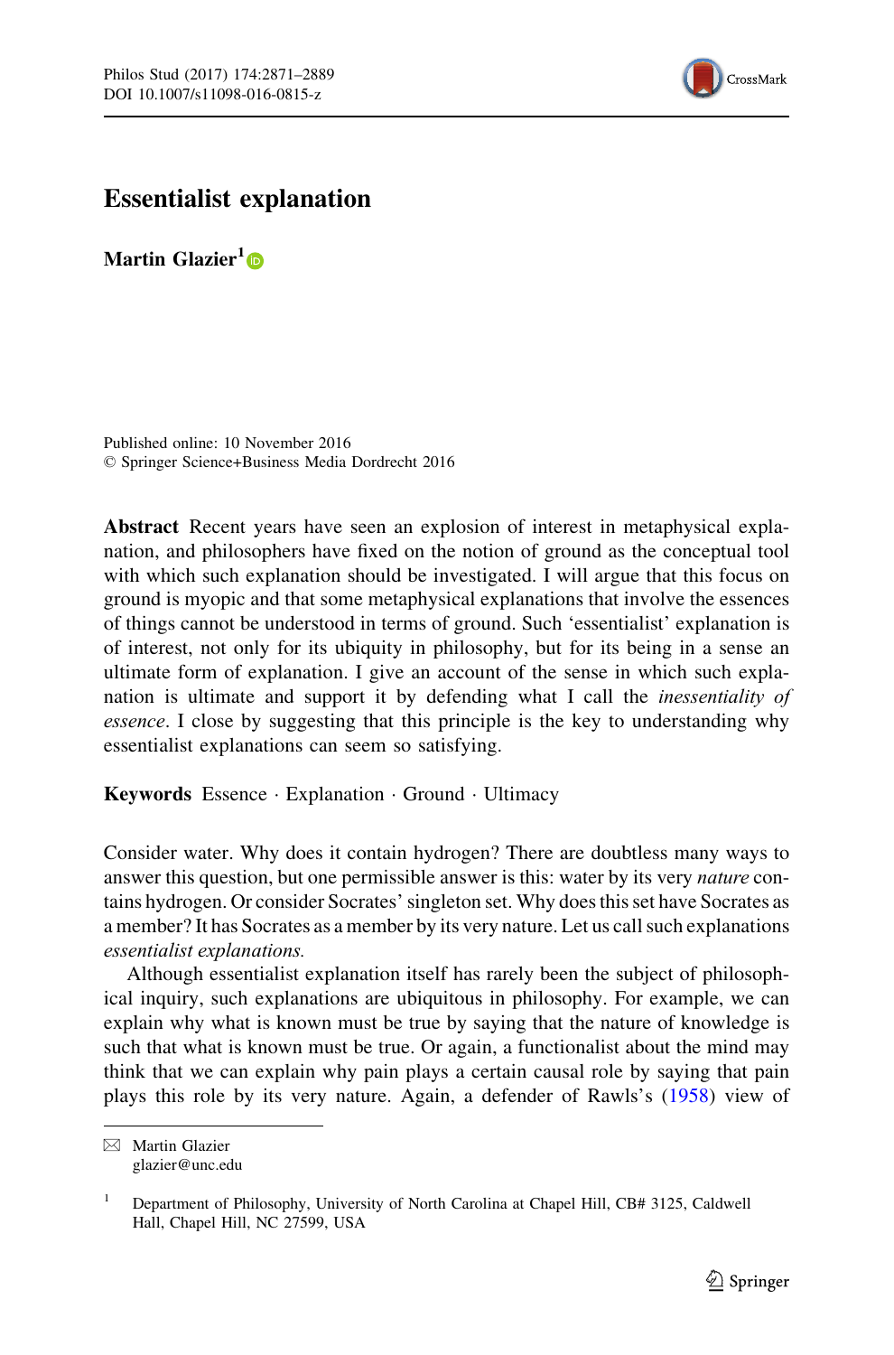# Essentialist explanation

**Martin Glazier**[1]

Published online: 10 November 2016
© Springer Science+Business Media Dordrecht 2016

**Abstract** Recent years have seen an explosion of interest in metaphysical explanation, and philosophers have fixed on the notion of ground as the conceptual tool with which such explanation should be investigated. I will argue that this focus on ground is myopic and that some metaphysical explanations that involve the essences of things cannot be understood in terms of ground. Such 'essentialist' explanation is of interest, not only for its ubiquity in philosophy, but for its being in a sense an ultimate form of explanation. I give an account of the sense in which such explanation is ultimate and support it by defending what I call the *inessentiality of essence*. I close by suggesting that this principle is the key to understanding why essentialist explanations can seem so satisfying.

**Keywords** Essence · Explanation · Ground · Ultimacy

Consider water. Why does it contain hydrogen? There are doubtless many ways to answer this question, but one permissible answer is this: water by its very *nature* contains hydrogen. Or consider Socrates' singleton set. Why does this set have Socrates as a member? It has Socrates as a member by its very nature. Let us call such explanations *essentialist explanations.*

Although essentialist explanation itself has rarely been the subject of philosophical inquiry, such explanations are ubiquitous in philosophy. For example, we can explain why what is known must be true by saying that the nature of knowledge is such that what is known must be true. Or again, a functionalist about the mind may think that we can explain why pain plays a certain causal role by saying that pain plays this role by its very nature. Again, a defender of Rawls's (1958) view of

---

✉ Martin Glazier
glazier@unc.edu

[1] Department of Philosophy, University of North Carolina at Chapel Hill, CB# 3125, Caldwell Hall, Chapel Hill, NC 27599, USA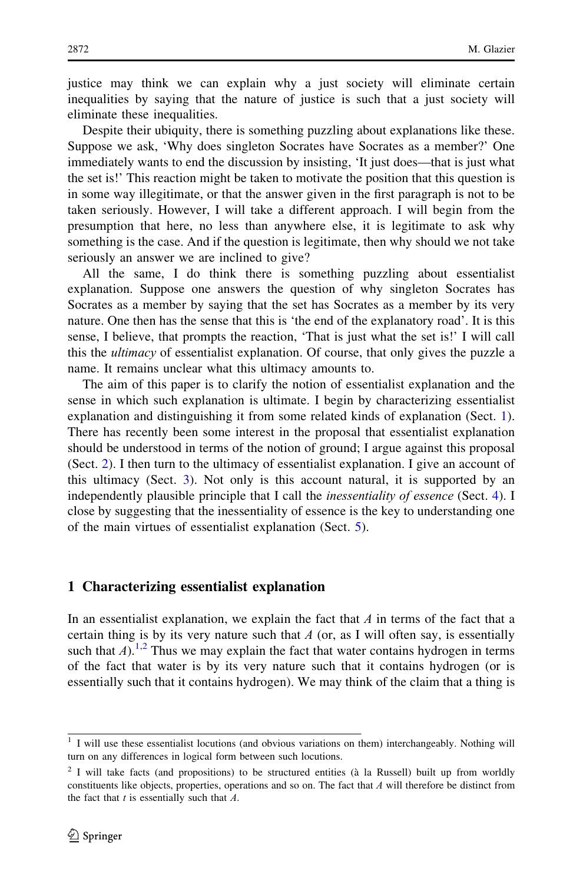justice may think we can explain why a just society will eliminate certain inequalities by saying that the nature of justice is such that a just society will eliminate these inequalities.

Despite their ubiquity, there is something puzzling about explanations like these. Suppose we ask, 'Why does singleton Socrates have Socrates as a member?' One immediately wants to end the discussion by insisting, 'It just does—that is just what the set is!' This reaction might be taken to motivate the position that this question is in some way illegitimate, or that the answer given in the first paragraph is not to be taken seriously. However, I will take a different approach. I will begin from the presumption that here, no less than anywhere else, it is legitimate to ask why something is the case. And if the question is legitimate, then why should we not take seriously an answer we are inclined to give?

All the same, I do think there is something puzzling about essentialist explanation. Suppose one answers the question of why singleton Socrates has Socrates as a member by saying that the set has Socrates as a member by its very nature. One then has the sense that this is 'the end of the explanatory road'. It is this sense, I believe, that prompts the reaction, 'That is just what the set is!' I will call this the *ultimacy* of essentialist explanation. Of course, that only gives the puzzle a name. It remains unclear what this ultimacy amounts to.

The aim of this paper is to clarify the notion of essentialist explanation and the sense in which such explanation is ultimate. I begin by characterizing essentialist explanation and distinguishing it from some related kinds of explanation (Sect. 1). There has recently been some interest in the proposal that essentialist explanation should be understood in terms of the notion of ground; I argue against this proposal (Sect. 2). I then turn to the ultimacy of essentialist explanation. I give an account of this ultimacy (Sect. 3). Not only is this account natural, it is supported by an independently plausible principle that I call the *inessentiality of essence* (Sect. 4). I close by suggesting that the inessentiality of essence is the key to understanding one of the main virtues of essentialist explanation (Sect. 5).

## 1 Characterizing essentialist explanation

In an essentialist explanation, we explain the fact that $A$ in terms of the fact that a certain thing is by its very nature such that $A$ (or, as I will often say, is essentially such that $A$).[1,2] Thus we may explain the fact that water contains hydrogen in terms of the fact that water is by its very nature such that it contains hydrogen (or is essentially such that it contains hydrogen). We may think of the claim that a thing is

---

[1] I will use these essentialist locutions (and obvious variations on them) interchangeably. Nothing will turn on any differences in logical form between such locutions.

[2] I will take facts (and propositions) to be structured entities (à la Russell) built up from worldly constituents like objects, properties, operations and so on. The fact that $A$ will therefore be distinct from the fact that $t$ is essentially such that $A$.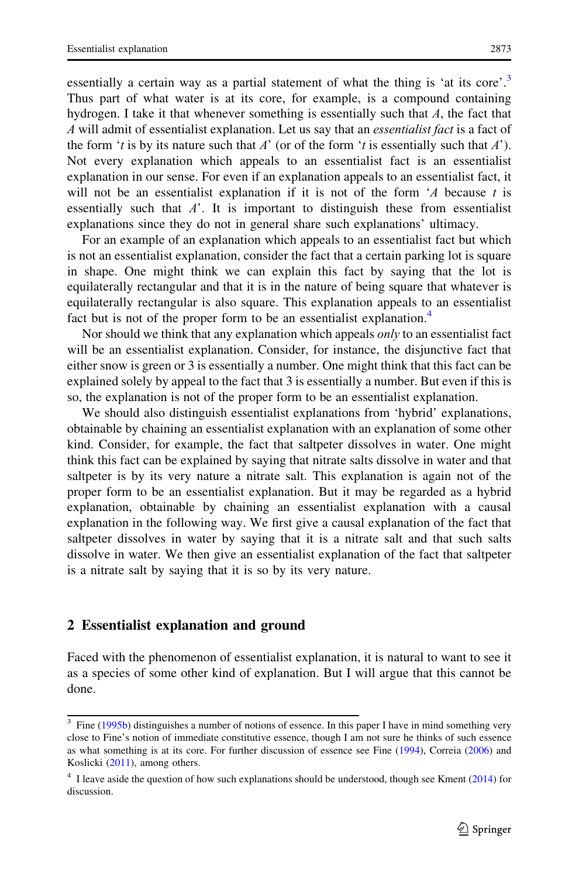essentially a certain way as a partial statement of what the thing is 'at its core'.[3] Thus part of what water is at its core, for example, is a compound containing hydrogen. I take it that whenever something is essentially such that *A*, the fact that *A* will admit of essentialist explanation. Let us say that an *essentialist fact* is a fact of the form '*t* is by its nature such that *A*' (or of the form '*t* is essentially such that *A*'). Not every explanation which appeals to an essentialist fact is an essentialist explanation in our sense. For even if an explanation appeals to an essentialist fact, it will not be an essentialist explanation if it is not of the form '*A* because *t* is essentially such that *A*'. It is important to distinguish these from essentialist explanations since they do not in general share such explanations' ultimacy.

For an example of an explanation which appeals to an essentialist fact but which is not an essentialist explanation, consider the fact that a certain parking lot is square in shape. One might think we can explain this fact by saying that the lot is equilaterally rectangular and that it is in the nature of being square that whatever is equilaterally rectangular is also square. This explanation appeals to an essentialist fact but is not of the proper form to be an essentialist explanation.[4]

Nor should we think that any explanation which appeals *only* to an essentialist fact will be an essentialist explanation. Consider, for instance, the disjunctive fact that either snow is green or 3 is essentially a number. One might think that this fact can be explained solely by appeal to the fact that 3 is essentially a number. But even if this is so, the explanation is not of the proper form to be an essentialist explanation.

We should also distinguish essentialist explanations from 'hybrid' explanations, obtainable by chaining an essentialist explanation with an explanation of some other kind. Consider, for example, the fact that saltpeter dissolves in water. One might think this fact can be explained by saying that nitrate salts dissolve in water and that saltpeter is by its very nature a nitrate salt. This explanation is again not of the proper form to be an essentialist explanation. But it may be regarded as a hybrid explanation, obtainable by chaining an essentialist explanation with a causal explanation in the following way. We first give a causal explanation of the fact that saltpeter dissolves in water by saying that it is a nitrate salt and that such salts dissolve in water. We then give an essentialist explanation of the fact that saltpeter is a nitrate salt by saying that it is so by its very nature.

## 2 Essentialist explanation and ground

Faced with the phenomenon of essentialist explanation, it is natural to want to see it as a species of some other kind of explanation. But I will argue that this cannot be done.

---

[3] Fine (1995b) distinguishes a number of notions of essence. In this paper I have in mind something very close to Fine's notion of immediate constitutive essence, though I am not sure he thinks of such essence as what something is at its core. For further discussion of essence see Fine (1994), Correia (2006) and Koslicki (2011), among others.

[4] I leave aside the question of how such explanations should be understood, though see Kment (2014) for discussion.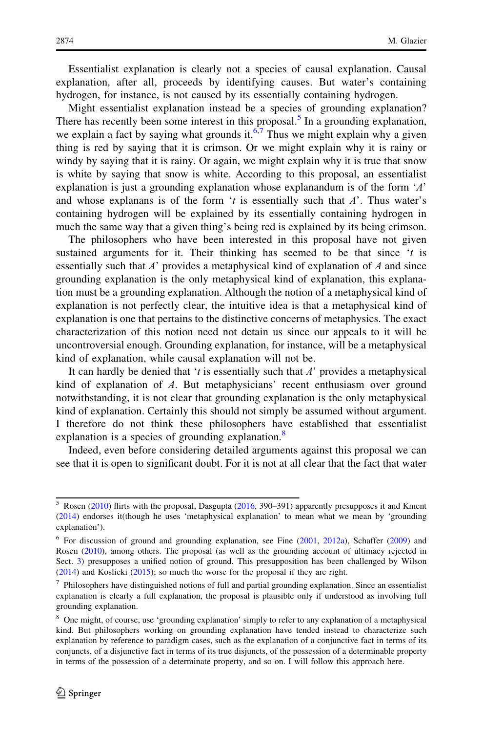Essentialist explanation is clearly not a species of causal explanation. Causal explanation, after all, proceeds by identifying causes. But water's containing hydrogen, for instance, is not caused by its essentially containing hydrogen.

Might essentialist explanation instead be a species of grounding explanation? There has recently been some interest in this proposal.[5] In a grounding explanation, we explain a fact by saying what grounds it.[6,7] Thus we might explain why a given thing is red by saying that it is crimson. Or we might explain why it is rainy or windy by saying that it is rainy. Or again, we might explain why it is true that snow is white by saying that snow is white. According to this proposal, an essentialist explanation is just a grounding explanation whose explanandum is of the form '*A*' and whose explanans is of the form '*t* is essentially such that *A*'. Thus water's containing hydrogen will be explained by its essentially containing hydrogen in much the same way that a given thing's being red is explained by its being crimson.

The philosophers who have been interested in this proposal have not given sustained arguments for it. Their thinking has seemed to be that since '*t* is essentially such that *A*' provides a metaphysical kind of explanation of *A* and since grounding explanation is the only metaphysical kind of explanation, this explanation must be a grounding explanation. Although the notion of a metaphysical kind of explanation is not perfectly clear, the intuitive idea is that a metaphysical kind of explanation is one that pertains to the distinctive concerns of metaphysics. The exact characterization of this notion need not detain us since our appeals to it will be uncontroversial enough. Grounding explanation, for instance, will be a metaphysical kind of explanation, while causal explanation will not be.

It can hardly be denied that '*t* is essentially such that *A*' provides a metaphysical kind of explanation of *A*. But metaphysicians' recent enthusiasm over ground notwithstanding, it is not clear that grounding explanation is the only metaphysical kind of explanation. Certainly this should not simply be assumed without argument. I therefore do not think these philosophers have established that essentialist explanation is a species of grounding explanation.[8]

Indeed, even before considering detailed arguments against this proposal we can see that it is open to significant doubt. For it is not at all clear that the fact that water

---

[5] Rosen (2010) flirts with the proposal, Dasgupta (2016, 390–391) apparently presupposes it and Kment (2014) endorses it(though he uses 'metaphysical explanation' to mean what we mean by 'grounding explanation').

[6] For discussion of ground and grounding explanation, see Fine (2001, 2012a), Schaffer (2009) and Rosen (2010), among others. The proposal (as well as the grounding account of ultimacy rejected in Sect. 3) presupposes a unified notion of ground. This presupposition has been challenged by Wilson (2014) and Koslicki (2015); so much the worse for the proposal if they are right.

[7] Philosophers have distinguished notions of full and partial grounding explanation. Since an essentialist explanation is clearly a full explanation, the proposal is plausible only if understood as involving full grounding explanation.

[8] One might, of course, use 'grounding explanation' simply to refer to any explanation of a metaphysical kind. But philosophers working on grounding explanation have tended instead to characterize such explanation by reference to paradigm cases, such as the explanation of a conjunctive fact in terms of its conjuncts, of a disjunctive fact in terms of its true disjuncts, of the possession of a determinable property in terms of the possession of a determinate property, and so on. I will follow this approach here.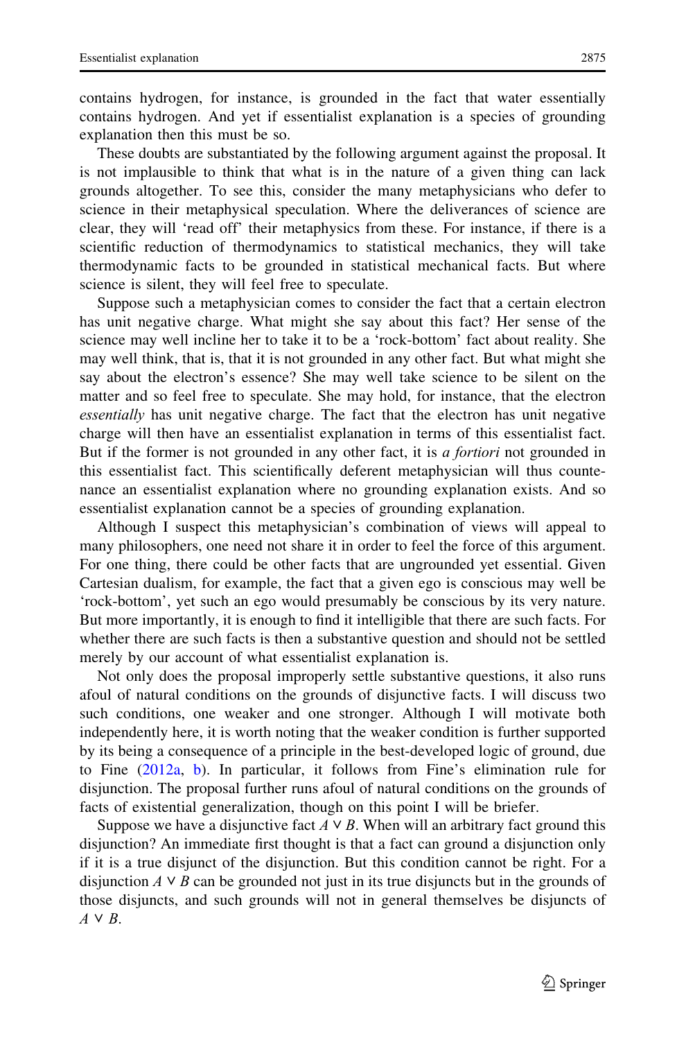contains hydrogen, for instance, is grounded in the fact that water essentially contains hydrogen. And yet if essentialist explanation is a species of grounding explanation then this must be so.

These doubts are substantiated by the following argument against the proposal. It is not implausible to think that what is in the nature of a given thing can lack grounds altogether. To see this, consider the many metaphysicians who defer to science in their metaphysical speculation. Where the deliverances of science are clear, they will 'read off' their metaphysics from these. For instance, if there is a scientific reduction of thermodynamics to statistical mechanics, they will take thermodynamic facts to be grounded in statistical mechanical facts. But where science is silent, they will feel free to speculate.

Suppose such a metaphysician comes to consider the fact that a certain electron has unit negative charge. What might she say about this fact? Her sense of the science may well incline her to take it to be a 'rock-bottom' fact about reality. She may well think, that is, that it is not grounded in any other fact. But what might she say about the electron's essence? She may well take science to be silent on the matter and so feel free to speculate. She may hold, for instance, that the electron *essentially* has unit negative charge. The fact that the electron has unit negative charge will then have an essentialist explanation in terms of this essentialist fact. But if the former is not grounded in any other fact, it is *a fortiori* not grounded in this essentialist fact. This scientifically deferent metaphysician will thus countenance an essentialist explanation where no grounding explanation exists. And so essentialist explanation cannot be a species of grounding explanation.

Although I suspect this metaphysician's combination of views will appeal to many philosophers, one need not share it in order to feel the force of this argument. For one thing, there could be other facts that are ungrounded yet essential. Given Cartesian dualism, for example, the fact that a given ego is conscious may well be 'rock-bottom', yet such an ego would presumably be conscious by its very nature. But more importantly, it is enough to find it intelligible that there are such facts. For whether there are such facts is then a substantive question and should not be settled merely by our account of what essentialist explanation is.

Not only does the proposal improperly settle substantive questions, it also runs afoul of natural conditions on the grounds of disjunctive facts. I will discuss two such conditions, one weaker and one stronger. Although I will motivate both independently here, it is worth noting that the weaker condition is further supported by its being a consequence of a principle in the best-developed logic of ground, due to Fine (2012a, b). In particular, it follows from Fine's elimination rule for disjunction. The proposal further runs afoul of natural conditions on the grounds of facts of existential generalization, though on this point I will be briefer.

Suppose we have a disjunctive fact $A \vee B$. When will an arbitrary fact ground this disjunction? An immediate first thought is that a fact can ground a disjunction only if it is a true disjunct of the disjunction. But this condition cannot be right. For a disjunction $A \vee B$ can be grounded not just in its true disjuncts but in the grounds of those disjuncts, and such grounds will not in general themselves be disjuncts of $A \vee B$.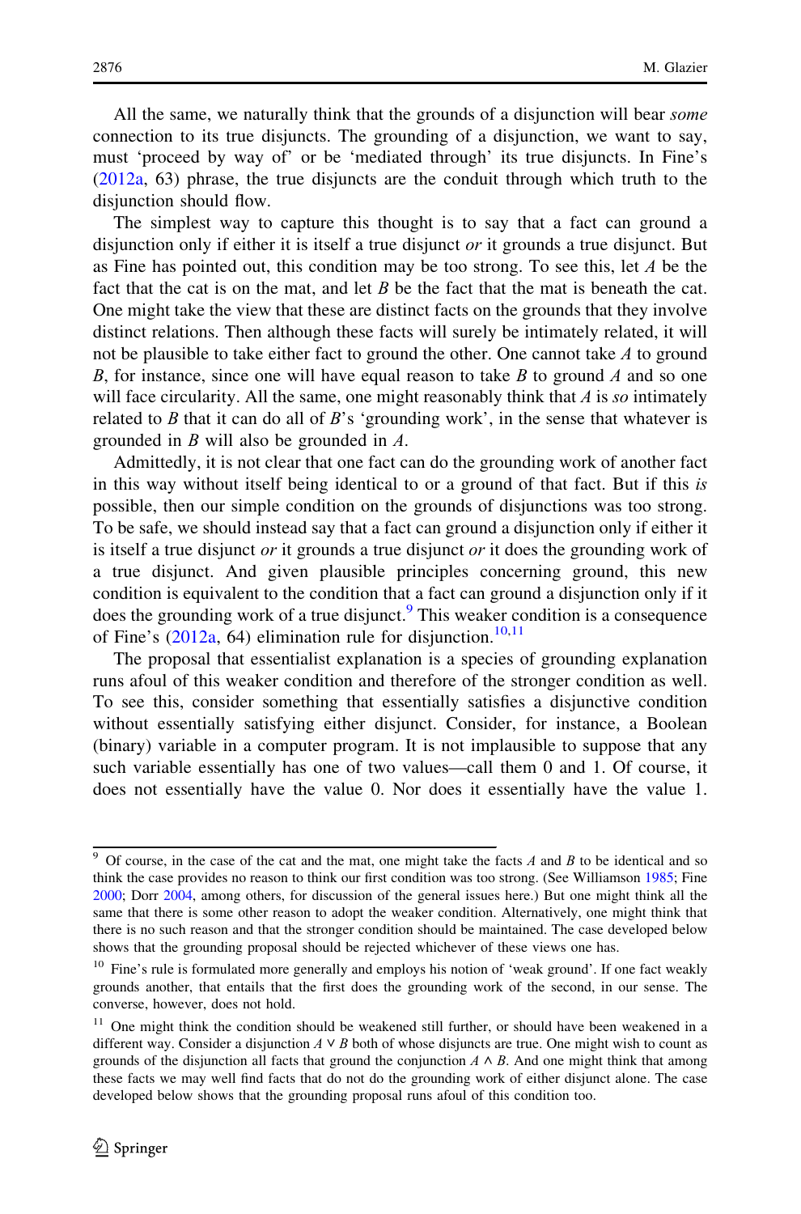All the same, we naturally think that the grounds of a disjunction will bear *some* connection to its true disjuncts. The grounding of a disjunction, we want to say, must 'proceed by way of' or be 'mediated through' its true disjuncts. In Fine's (2012a, 63) phrase, the true disjuncts are the conduit through which truth to the disjunction should flow.

The simplest way to capture this thought is to say that a fact can ground a disjunction only if either it is itself a true disjunct *or* it grounds a true disjunct. But as Fine has pointed out, this condition may be too strong. To see this, let $A$ be the fact that the cat is on the mat, and let $B$ be the fact that the mat is beneath the cat. One might take the view that these are distinct facts on the grounds that they involve distinct relations. Then although these facts will surely be intimately related, it will not be plausible to take either fact to ground the other. One cannot take $A$ to ground $B$, for instance, since one will have equal reason to take $B$ to ground $A$ and so one will face circularity. All the same, one might reasonably think that $A$ is *so* intimately related to $B$ that it can do all of $B$'s 'grounding work', in the sense that whatever is grounded in $B$ will also be grounded in $A$.

Admittedly, it is not clear that one fact can do the grounding work of another fact in this way without itself being identical to or a ground of that fact. But if this *is* possible, then our simple condition on the grounds of disjunctions was too strong. To be safe, we should instead say that a fact can ground a disjunction only if either it is itself a true disjunct *or* it grounds a true disjunct *or* it does the grounding work of a true disjunct. And given plausible principles concerning ground, this new condition is equivalent to the condition that a fact can ground a disjunction only if it does the grounding work of a true disjunct.[9] This weaker condition is a consequence of Fine's (2012a, 64) elimination rule for disjunction.[10,11]

The proposal that essentialist explanation is a species of grounding explanation runs afoul of this weaker condition and therefore of the stronger condition as well. To see this, consider something that essentially satisfies a disjunctive condition without essentially satisfying either disjunct. Consider, for instance, a Boolean (binary) variable in a computer program. It is not implausible to suppose that any such variable essentially has one of two values—call them 0 and 1. Of course, it does not essentially have the value 0. Nor does it essentially have the value 1.

---

[9] Of course, in the case of the cat and the mat, one might take the facts $A$ and $B$ to be identical and so think the case provides no reason to think our first condition was too strong. (See Williamson 1985; Fine 2000; Dorr 2004, among others, for discussion of the general issues here.) But one might think all the same that there is some other reason to adopt the weaker condition. Alternatively, one might think that there is no such reason and that the stronger condition should be maintained. The case developed below shows that the grounding proposal should be rejected whichever of these views one has.

[10] Fine's rule is formulated more generally and employs his notion of 'weak ground'. If one fact weakly grounds another, that entails that the first does the grounding work of the second, in our sense. The converse, however, does not hold.

[11] One might think the condition should be weakened still further, or should have been weakened in a different way. Consider a disjunction $A \vee B$ both of whose disjuncts are true. One might wish to count as grounds of the disjunction all facts that ground the conjunction $A \wedge B$. And one might think that among these facts we may well find facts that do not do the grounding work of either disjunct alone. The case developed below shows that the grounding proposal runs afoul of this condition too.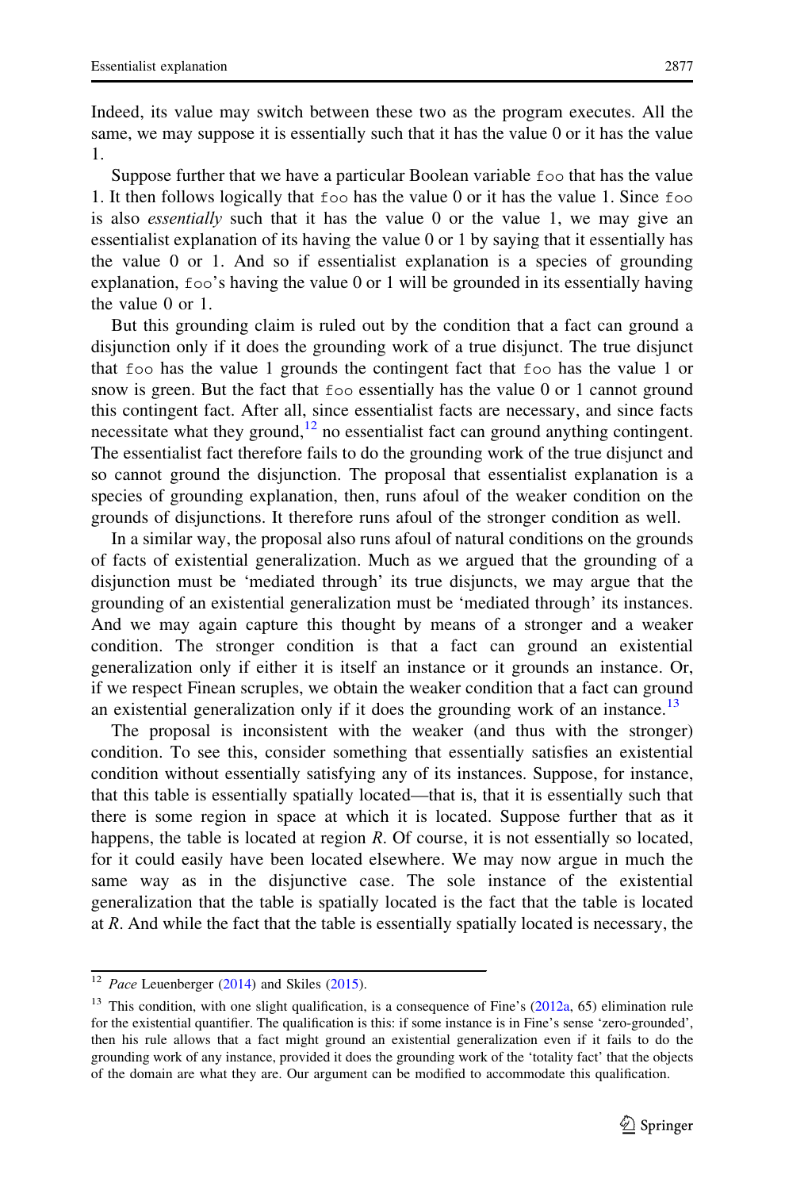Indeed, its value may switch between these two as the program executes. All the same, we may suppose it is essentially such that it has the value 0 or it has the value 1.

Suppose further that we have a particular Boolean variable `foo` that has the value 1. It then follows logically that `foo` has the value 0 or it has the value 1. Since `foo` is also *essentially* such that it has the value 0 or the value 1, we may give an essentialist explanation of its having the value 0 or 1 by saying that it essentially has the value 0 or 1. And so if essentialist explanation is a species of grounding explanation, `foo`'s having the value 0 or 1 will be grounded in its essentially having the value 0 or 1.

But this grounding claim is ruled out by the condition that a fact can ground a disjunction only if it does the grounding work of a true disjunct. The true disjunct that `foo` has the value 1 grounds the contingent fact that `foo` has the value 1 or snow is green. But the fact that `foo` essentially has the value 0 or 1 cannot ground this contingent fact. After all, since essentialist facts are necessary, and since facts necessitate what they ground,[12] no essentialist fact can ground anything contingent. The essentialist fact therefore fails to do the grounding work of the true disjunct and so cannot ground the disjunction. The proposal that essentialist explanation is a species of grounding explanation, then, runs afoul of the weaker condition on the grounds of disjunctions. It therefore runs afoul of the stronger condition as well.

In a similar way, the proposal also runs afoul of natural conditions on the grounds of facts of existential generalization. Much as we argued that the grounding of a disjunction must be 'mediated through' its true disjuncts, we may argue that the grounding of an existential generalization must be 'mediated through' its instances. And we may again capture this thought by means of a stronger and a weaker condition. The stronger condition is that a fact can ground an existential generalization only if either it is itself an instance or it grounds an instance. Or, if we respect Finean scruples, we obtain the weaker condition that a fact can ground an existential generalization only if it does the grounding work of an instance.[13]

The proposal is inconsistent with the weaker (and thus with the stronger) condition. To see this, consider something that essentially satisfies an existential condition without essentially satisfying any of its instances. Suppose, for instance, that this table is essentially spatially located—that is, that it is essentially such that there is some region in space at which it is located. Suppose further that as it happens, the table is located at region *R*. Of course, it is not essentially so located, for it could easily have been located elsewhere. We may now argue in much the same way as in the disjunctive case. The sole instance of the existential generalization that the table is spatially located is the fact that the table is located at *R*. And while the fact that the table is essentially spatially located is necessary, the

---

[12] *Pace* Leuenberger (2014) and Skiles (2015).

[13] This condition, with one slight qualification, is a consequence of Fine's (2012a, 65) elimination rule for the existential quantifier. The qualification is this: if some instance is in Fine's sense 'zero-grounded', then his rule allows that a fact might ground an existential generalization even if it fails to do the grounding work of any instance, provided it does the grounding work of the 'totality fact' that the objects of the domain are what they are. Our argument can be modified to accommodate this qualification.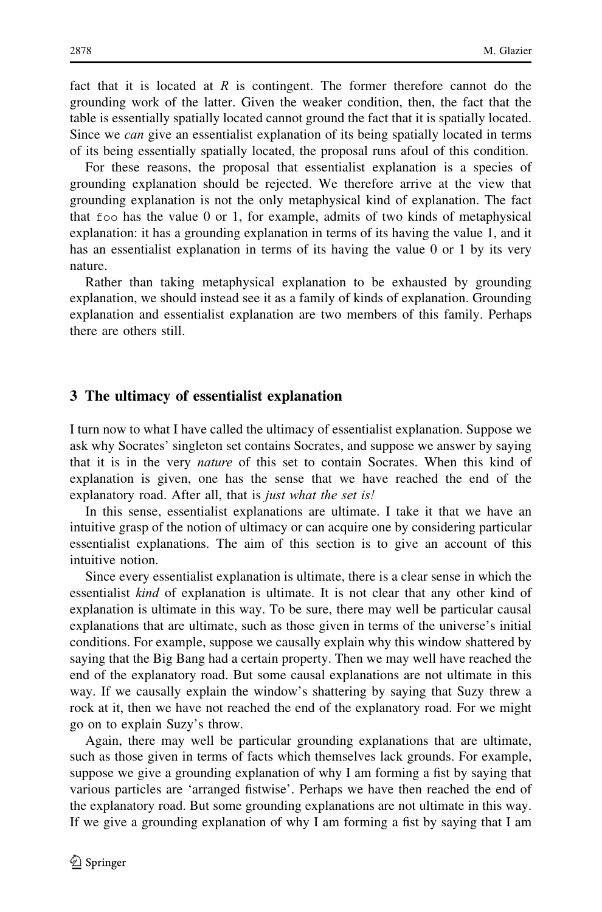fact that it is located at $R$ is contingent. The former therefore cannot do the grounding work of the latter. Given the weaker condition, then, the fact that the table is essentially spatially located cannot ground the fact that it is spatially located. Since we *can* give an essentialist explanation of its being spatially located in terms of its being essentially spatially located, the proposal runs afoul of this condition.

For these reasons, the proposal that essentialist explanation is a species of grounding explanation should be rejected. We therefore arrive at the view that grounding explanation is not the only metaphysical kind of explanation. The fact that `foo` has the value 0 or 1, for example, admits of two kinds of metaphysical explanation: it has a grounding explanation in terms of its having the value 1, and it has an essentialist explanation in terms of its having the value 0 or 1 by its very nature.

Rather than taking metaphysical explanation to be exhausted by grounding explanation, we should instead see it as a family of kinds of explanation. Grounding explanation and essentialist explanation are two members of this family. Perhaps there are others still.

## 3 The ultimacy of essentialist explanation

I turn now to what I have called the ultimacy of essentialist explanation. Suppose we ask why Socrates' singleton set contains Socrates, and suppose we answer by saying that it is in the very *nature* of this set to contain Socrates. When this kind of explanation is given, one has the sense that we have reached the end of the explanatory road. After all, that is *just what the set is!*

In this sense, essentialist explanations are ultimate. I take it that we have an intuitive grasp of the notion of ultimacy or can acquire one by considering particular essentialist explanations. The aim of this section is to give an account of this intuitive notion.

Since every essentialist explanation is ultimate, there is a clear sense in which the essentialist *kind* of explanation is ultimate. It is not clear that any other kind of explanation is ultimate in this way. To be sure, there may well be particular causal explanations that are ultimate, such as those given in terms of the universe's initial conditions. For example, suppose we causally explain why this window shattered by saying that the Big Bang had a certain property. Then we may well have reached the end of the explanatory road. But some causal explanations are not ultimate in this way. If we causally explain the window's shattering by saying that Suzy threw a rock at it, then we have not reached the end of the explanatory road. For we might go on to explain Suzy's throw.

Again, there may well be particular grounding explanations that are ultimate, such as those given in terms of facts which themselves lack grounds. For example, suppose we give a grounding explanation of why I am forming a fist by saying that various particles are 'arranged fistwise'. Perhaps we have then reached the end of the explanatory road. But some grounding explanations are not ultimate in this way. If we give a grounding explanation of why I am forming a fist by saying that I am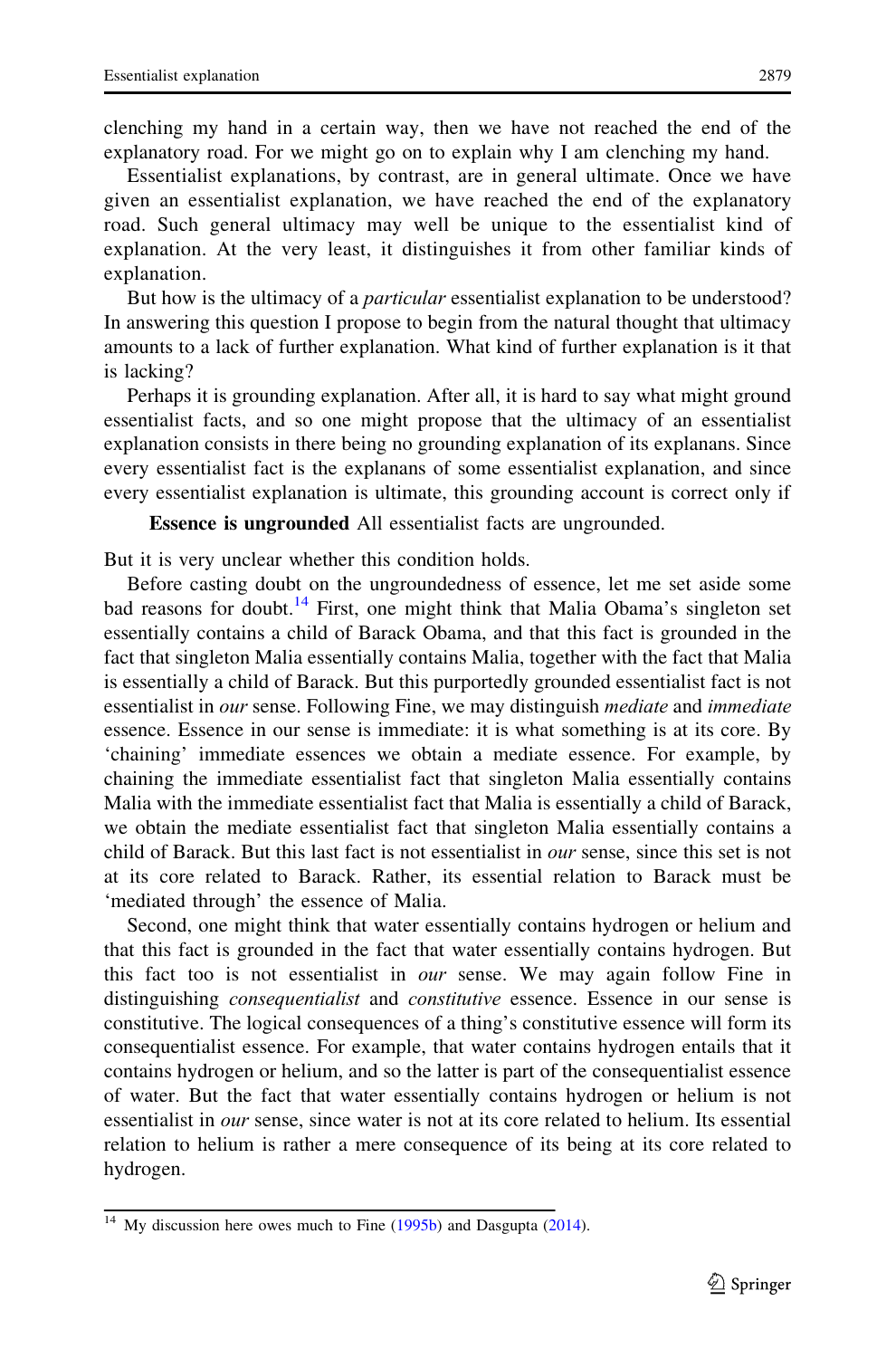clenching my hand in a certain way, then we have not reached the end of the explanatory road. For we might go on to explain why I am clenching my hand.

Essentialist explanations, by contrast, are in general ultimate. Once we have given an essentialist explanation, we have reached the end of the explanatory road. Such general ultimacy may well be unique to the essentialist kind of explanation. At the very least, it distinguishes it from other familiar kinds of explanation.

But how is the ultimacy of a *particular* essentialist explanation to be understood? In answering this question I propose to begin from the natural thought that ultimacy amounts to a lack of further explanation. What kind of further explanation is it that is lacking?

Perhaps it is grounding explanation. After all, it is hard to say what might ground essentialist facts, and so one might propose that the ultimacy of an essentialist explanation consists in there being no grounding explanation of its explanans. Since every essentialist fact is the explanans of some essentialist explanation, and since every essentialist explanation is ultimate, this grounding account is correct only if

**Essence is ungrounded** All essentialist facts are ungrounded.

But it is very unclear whether this condition holds.

Before casting doubt on the ungroundedness of essence, let me set aside some bad reasons for doubt.[14] First, one might think that Malia Obama's singleton set essentially contains a child of Barack Obama, and that this fact is grounded in the fact that singleton Malia essentially contains Malia, together with the fact that Malia is essentially a child of Barack. But this purportedly grounded essentialist fact is not essentialist in *our* sense. Following Fine, we may distinguish *mediate* and *immediate* essence. Essence in our sense is immediate: it is what something is at its core. By 'chaining' immediate essences we obtain a mediate essence. For example, by chaining the immediate essentialist fact that singleton Malia essentially contains Malia with the immediate essentialist fact that Malia is essentially a child of Barack, we obtain the mediate essentialist fact that singleton Malia essentially contains a child of Barack. But this last fact is not essentialist in *our* sense, since this set is not at its core related to Barack. Rather, its essential relation to Barack must be 'mediated through' the essence of Malia.

Second, one might think that water essentially contains hydrogen or helium and that this fact is grounded in the fact that water essentially contains hydrogen. But this fact too is not essentialist in *our* sense. We may again follow Fine in distinguishing *consequentialist* and *constitutive* essence. Essence in our sense is constitutive. The logical consequences of a thing's constitutive essence will form its consequentialist essence. For example, that water contains hydrogen entails that it contains hydrogen or helium, and so the latter is part of the consequentialist essence of water. But the fact that water essentially contains hydrogen or helium is not essentialist in *our* sense, since water is not at its core related to helium. Its essential relation to helium is rather a mere consequence of its being at its core related to hydrogen.

---

[14] My discussion here owes much to Fine (1995b) and Dasgupta (2014).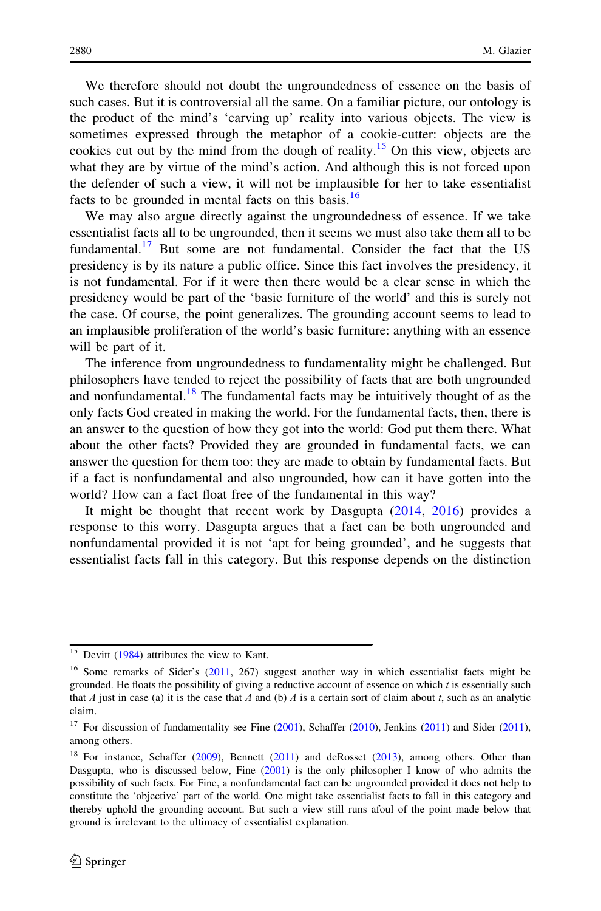We therefore should not doubt the ungroundedness of essence on the basis of such cases. But it is controversial all the same. On a familiar picture, our ontology is the product of the mind's 'carving up' reality into various objects. The view is sometimes expressed through the metaphor of a cookie-cutter: objects are the cookies cut out by the mind from the dough of reality.[15] On this view, objects are what they are by virtue of the mind's action. And although this is not forced upon the defender of such a view, it will not be implausible for her to take essentialist facts to be grounded in mental facts on this basis.[16]

We may also argue directly against the ungroundedness of essence. If we take essentialist facts all to be ungrounded, then it seems we must also take them all to be fundamental.[17] But some are not fundamental. Consider the fact that the US presidency is by its nature a public office. Since this fact involves the presidency, it is not fundamental. For if it were then there would be a clear sense in which the presidency would be part of the 'basic furniture of the world' and this is surely not the case. Of course, the point generalizes. The grounding account seems to lead to an implausible proliferation of the world's basic furniture: anything with an essence will be part of it.

The inference from ungroundedness to fundamentality might be challenged. But philosophers have tended to reject the possibility of facts that are both ungrounded and nonfundamental.[18] The fundamental facts may be intuitively thought of as the only facts God created in making the world. For the fundamental facts, then, there is an answer to the question of how they got into the world: God put them there. What about the other facts? Provided they are grounded in fundamental facts, we can answer the question for them too: they are made to obtain by fundamental facts. But if a fact is nonfundamental and also ungrounded, how can it have gotten into the world? How can a fact float free of the fundamental in this way?

It might be thought that recent work by Dasgupta (2014, 2016) provides a response to this worry. Dasgupta argues that a fact can be both ungrounded and nonfundamental provided it is not 'apt for being grounded', and he suggests that essentialist facts fall in this category. But this response depends on the distinction

---

[15] Devitt (1984) attributes the view to Kant.

[16] Some remarks of Sider's (2011, 267) suggest another way in which essentialist facts might be grounded. He floats the possibility of giving a reductive account of essence on which $t$ is essentially such that $A$ just in case (a) it is the case that $A$ and (b) $A$ is a certain sort of claim about $t$, such as an analytic claim.

[17] For discussion of fundamentality see Fine (2001), Schaffer (2010), Jenkins (2011) and Sider (2011), among others.

[18] For instance, Schaffer (2009), Bennett (2011) and deRosset (2013), among others. Other than Dasgupta, who is discussed below, Fine (2001) is the only philosopher I know of who admits the possibility of such facts. For Fine, a nonfundamental fact can be ungrounded provided it does not help to constitute the 'objective' part of the world. One might take essentialist facts to fall in this category and thereby uphold the grounding account. But such a view still runs afoul of the point made below that ground is irrelevant to the ultimacy of essentialist explanation.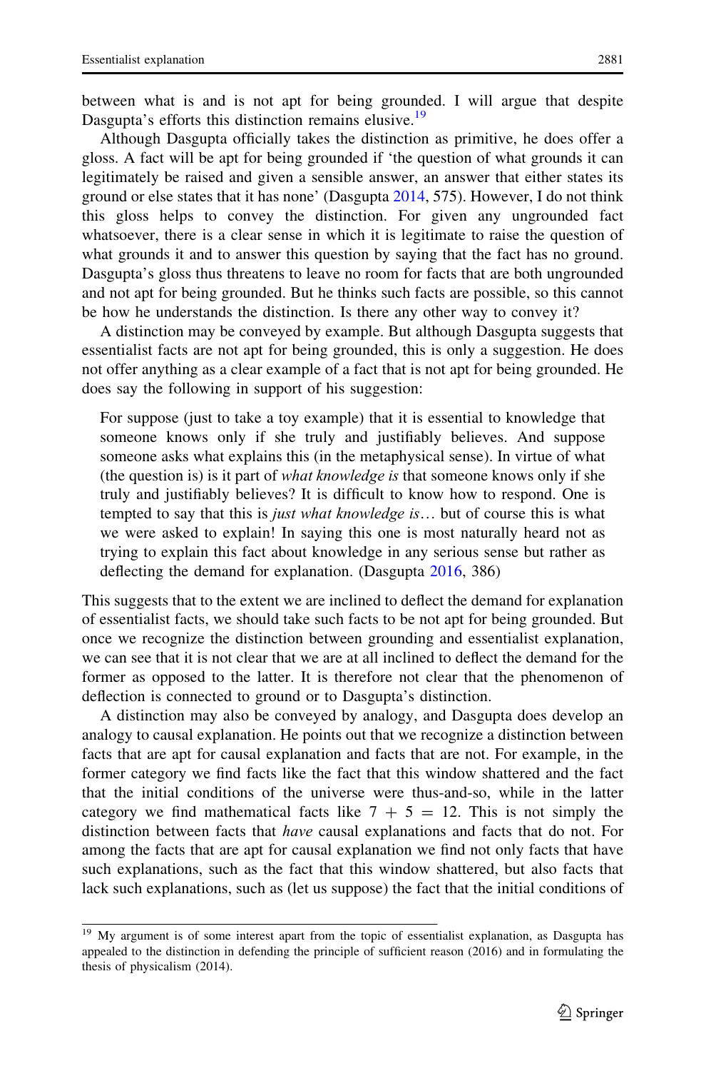between what is and is not apt for being grounded. I will argue that despite Dasgupta's efforts this distinction remains elusive.[19]

Although Dasgupta officially takes the distinction as primitive, he does offer a gloss. A fact will be apt for being grounded if 'the question of what grounds it can legitimately be raised and given a sensible answer, an answer that either states its ground or else states that it has none' (Dasgupta 2014, 575). However, I do not think this gloss helps to convey the distinction. For given any ungrounded fact whatsoever, there is a clear sense in which it is legitimate to raise the question of what grounds it and to answer this question by saying that the fact has no ground. Dasgupta's gloss thus threatens to leave no room for facts that are both ungrounded and not apt for being grounded. But he thinks such facts are possible, so this cannot be how he understands the distinction. Is there any other way to convey it?

A distinction may be conveyed by example. But although Dasgupta suggests that essentialist facts are not apt for being grounded, this is only a suggestion. He does not offer anything as a clear example of a fact that is not apt for being grounded. He does say the following in support of his suggestion:

> For suppose (just to take a toy example) that it is essential to knowledge that someone knows only if she truly and justifiably believes. And suppose someone asks what explains this (in the metaphysical sense). In virtue of what (the question is) is it part of *what knowledge is* that someone knows only if she truly and justifiably believes? It is difficult to know how to respond. One is tempted to say that this is *just what knowledge is*… but of course this is what we were asked to explain! In saying this one is most naturally heard not as trying to explain this fact about knowledge in any serious sense but rather as deflecting the demand for explanation. (Dasgupta 2016, 386)

This suggests that to the extent we are inclined to deflect the demand for explanation of essentialist facts, we should take such facts to be not apt for being grounded. But once we recognize the distinction between grounding and essentialist explanation, we can see that it is not clear that we are at all inclined to deflect the demand for the former as opposed to the latter. It is therefore not clear that the phenomenon of deflection is connected to ground or to Dasgupta's distinction.

A distinction may also be conveyed by analogy, and Dasgupta does develop an analogy to causal explanation. He points out that we recognize a distinction between facts that are apt for causal explanation and facts that are not. For example, in the former category we find facts like the fact that this window shattered and the fact that the initial conditions of the universe were thus-and-so, while in the latter category we find mathematical facts like $7 + 5 = 12$. This is not simply the distinction between facts that *have* causal explanations and facts that do not. For among the facts that are apt for causal explanation we find not only facts that have such explanations, such as the fact that this window shattered, but also facts that lack such explanations, such as (let us suppose) the fact that the initial conditions of

[19] My argument is of some interest apart from the topic of essentialist explanation, as Dasgupta has appealed to the distinction in defending the principle of sufficient reason (2016) and in formulating the thesis of physicalism (2014).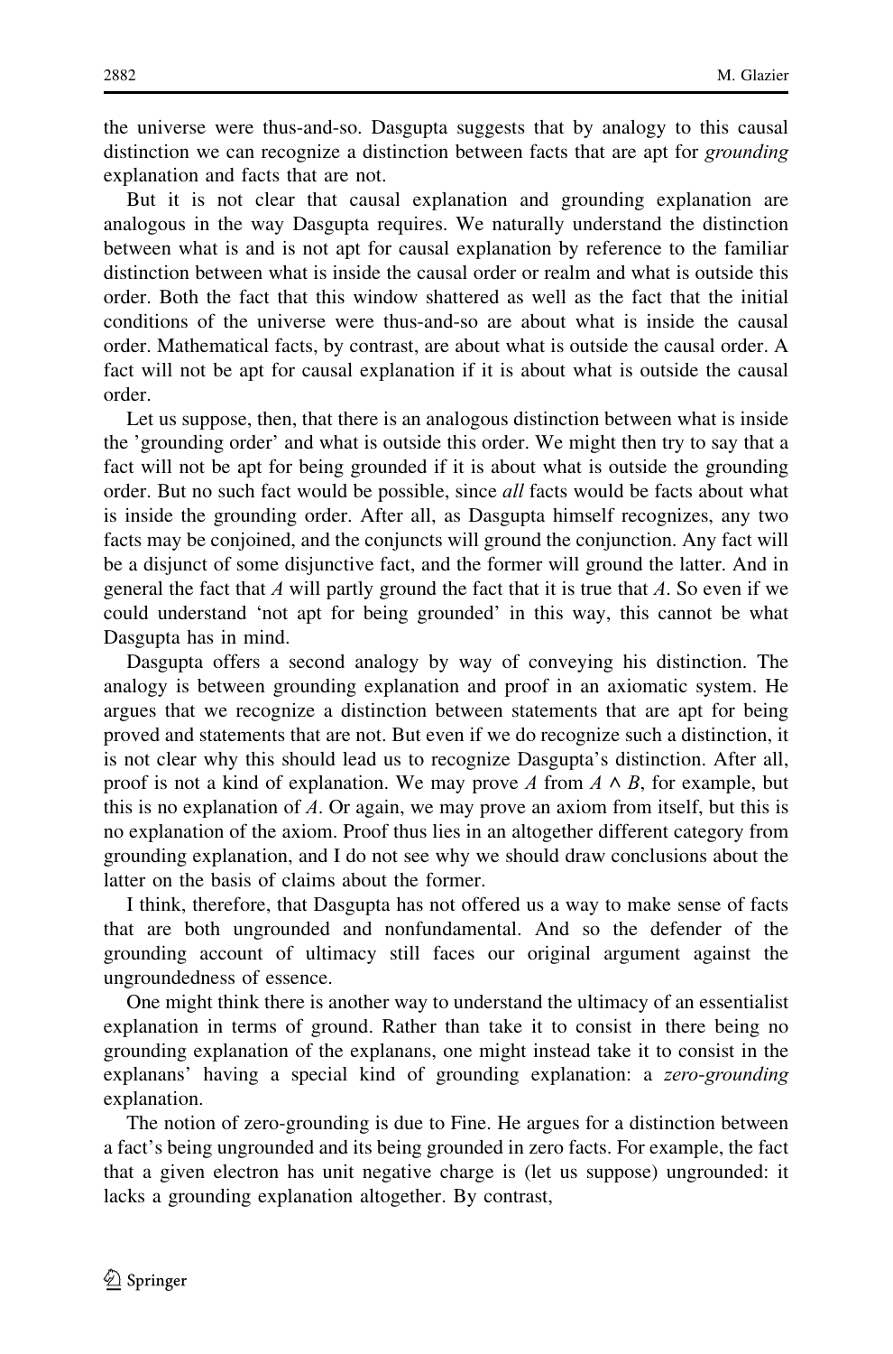the universe were thus-and-so. Dasgupta suggests that by analogy to this causal distinction we can recognize a distinction between facts that are apt for *grounding* explanation and facts that are not.

But it is not clear that causal explanation and grounding explanation are analogous in the way Dasgupta requires. We naturally understand the distinction between what is and is not apt for causal explanation by reference to the familiar distinction between what is inside the causal order or realm and what is outside this order. Both the fact that this window shattered as well as the fact that the initial conditions of the universe were thus-and-so are about what is inside the causal order. Mathematical facts, by contrast, are about what is outside the causal order. A fact will not be apt for causal explanation if it is about what is outside the causal order.

Let us suppose, then, that there is an analogous distinction between what is inside the 'grounding order' and what is outside this order. We might then try to say that a fact will not be apt for being grounded if it is about what is outside the grounding order. But no such fact would be possible, since *all* facts would be facts about what is inside the grounding order. After all, as Dasgupta himself recognizes, any two facts may be conjoined, and the conjuncts will ground the conjunction. Any fact will be a disjunct of some disjunctive fact, and the former will ground the latter. And in general the fact that $A$ will partly ground the fact that it is true that $A$. So even if we could understand 'not apt for being grounded' in this way, this cannot be what Dasgupta has in mind.

Dasgupta offers a second analogy by way of conveying his distinction. The analogy is between grounding explanation and proof in an axiomatic system. He argues that we recognize a distinction between statements that are apt for being proved and statements that are not. But even if we do recognize such a distinction, it is not clear why this should lead us to recognize Dasgupta's distinction. After all, proof is not a kind of explanation. We may prove $A$ from $A \wedge B$, for example, but this is no explanation of $A$. Or again, we may prove an axiom from itself, but this is no explanation of the axiom. Proof thus lies in an altogether different category from grounding explanation, and I do not see why we should draw conclusions about the latter on the basis of claims about the former.

I think, therefore, that Dasgupta has not offered us a way to make sense of facts that are both ungrounded and nonfundamental. And so the defender of the grounding account of ultimacy still faces our original argument against the ungroundedness of essence.

One might think there is another way to understand the ultimacy of an essentialist explanation in terms of ground. Rather than take it to consist in there being no grounding explanation of the explanans, one might instead take it to consist in the explanans' having a special kind of grounding explanation: a *zero-grounding* explanation.

The notion of zero-grounding is due to Fine. He argues for a distinction between a fact's being ungrounded and its being grounded in zero facts. For example, the fact that a given electron has unit negative charge is (let us suppose) ungrounded: it lacks a grounding explanation altogether. By contrast,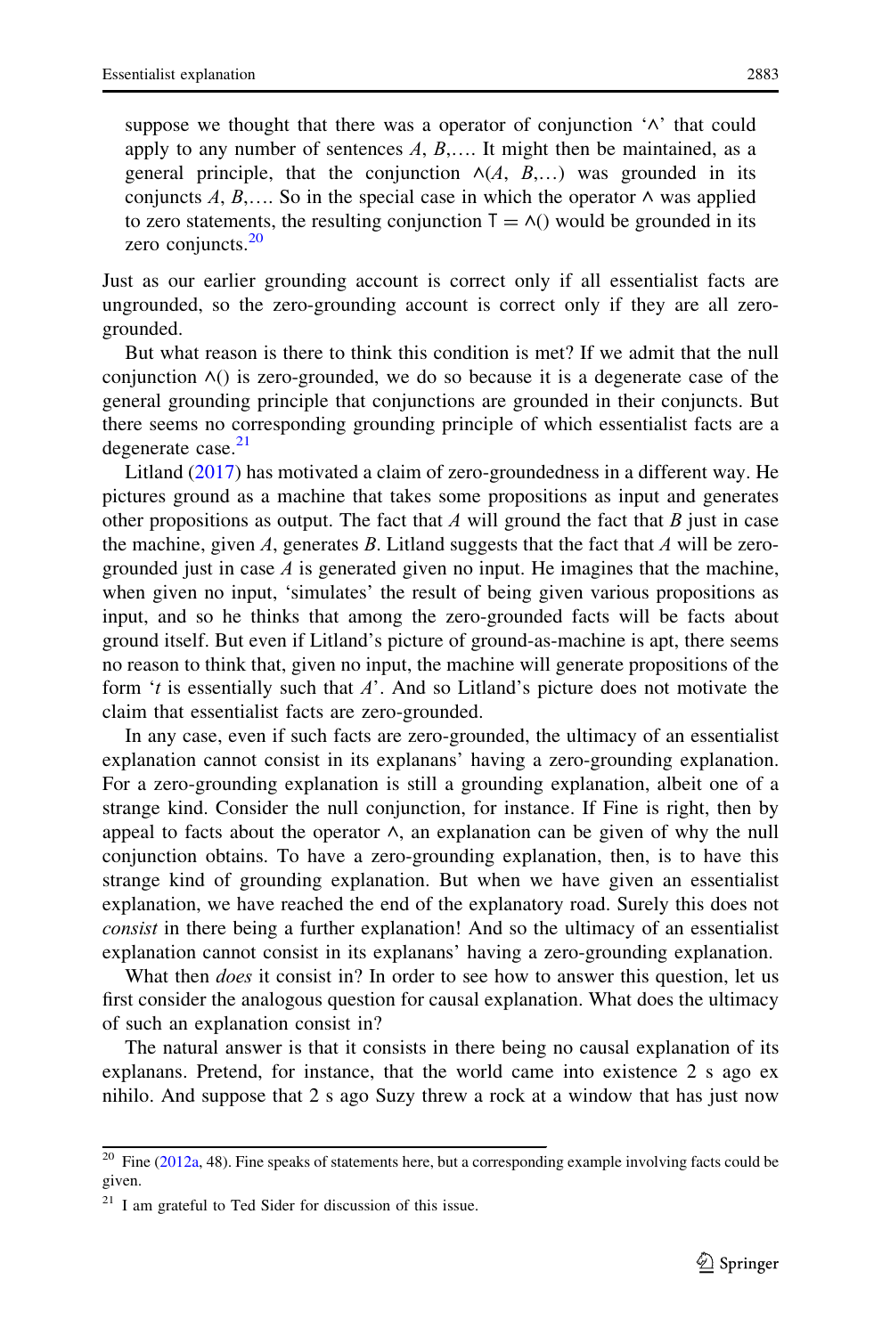suppose we thought that there was a operator of conjunction '∧' that could apply to any number of sentences $A$, $B$,…. It might then be maintained, as a general principle, that the conjunction $\wedge(A, B, \ldots)$ was grounded in its conjuncts $A$, $B$,…. So in the special case in which the operator ∧ was applied to zero statements, the resulting conjunction $\top = \wedge()$ would be grounded in its zero conjuncts.[20]

Just as our earlier grounding account is correct only if all essentialist facts are ungrounded, so the zero-grounding account is correct only if they are all zero-grounded.

But what reason is there to think this condition is met? If we admit that the null conjunction ∧() is zero-grounded, we do so because it is a degenerate case of the general grounding principle that conjunctions are grounded in their conjuncts. But there seems no corresponding grounding principle of which essentialist facts are a degenerate case.[21]

Litland (2017) has motivated a claim of zero-groundedness in a different way. He pictures ground as a machine that takes some propositions as input and generates other propositions as output. The fact that $A$ will ground the fact that $B$ just in case the machine, given $A$, generates $B$. Litland suggests that the fact that $A$ will be zero-grounded just in case $A$ is generated given no input. He imagines that the machine, when given no input, 'simulates' the result of being given various propositions as input, and so he thinks that among the zero-grounded facts will be facts about ground itself. But even if Litland's picture of ground-as-machine is apt, there seems no reason to think that, given no input, the machine will generate propositions of the form '$t$ is essentially such that $A$'. And so Litland's picture does not motivate the claim that essentialist facts are zero-grounded.

In any case, even if such facts are zero-grounded, the ultimacy of an essentialist explanation cannot consist in its explanans' having a zero-grounding explanation. For a zero-grounding explanation is still a grounding explanation, albeit one of a strange kind. Consider the null conjunction, for instance. If Fine is right, then by appeal to facts about the operator ∧, an explanation can be given of why the null conjunction obtains. To have a zero-grounding explanation, then, is to have this strange kind of grounding explanation. But when we have given an essentialist explanation, we have reached the end of the explanatory road. Surely this does not *consist* in there being a further explanation! And so the ultimacy of an essentialist explanation cannot consist in its explanans' having a zero-grounding explanation.

What then *does* it consist in? In order to see how to answer this question, let us first consider the analogous question for causal explanation. What does the ultimacy of such an explanation consist in?

The natural answer is that it consists in there being no causal explanation of its explanans. Pretend, for instance, that the world came into existence 2 s ago ex nihilo. And suppose that 2 s ago Suzy threw a rock at a window that has just now

---

[20] Fine (2012a, 48). Fine speaks of statements here, but a corresponding example involving facts could be given.

[21] I am grateful to Ted Sider for discussion of this issue.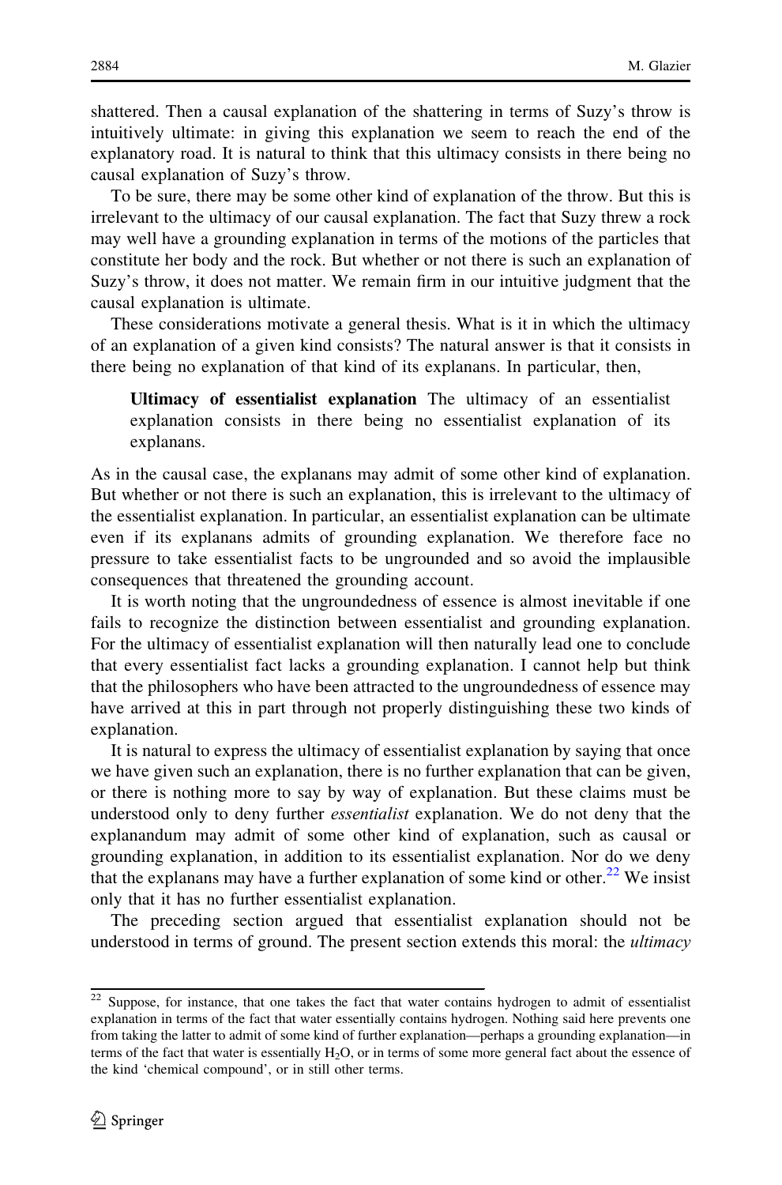shattered. Then a causal explanation of the shattering in terms of Suzy's throw is intuitively ultimate: in giving this explanation we seem to reach the end of the explanatory road. It is natural to think that this ultimacy consists in there being no causal explanation of Suzy's throw.

To be sure, there may be some other kind of explanation of the throw. But this is irrelevant to the ultimacy of our causal explanation. The fact that Suzy threw a rock may well have a grounding explanation in terms of the motions of the particles that constitute her body and the rock. But whether or not there is such an explanation of Suzy's throw, it does not matter. We remain firm in our intuitive judgment that the causal explanation is ultimate.

These considerations motivate a general thesis. What is it in which the ultimacy of an explanation of a given kind consists? The natural answer is that it consists in there being no explanation of that kind of its explanans. In particular, then,

> **Ultimacy of essentialist explanation** The ultimacy of an essentialist explanation consists in there being no essentialist explanation of its explanans.

As in the causal case, the explanans may admit of some other kind of explanation. But whether or not there is such an explanation, this is irrelevant to the ultimacy of the essentialist explanation. In particular, an essentialist explanation can be ultimate even if its explanans admits of grounding explanation. We therefore face no pressure to take essentialist facts to be ungrounded and so avoid the implausible consequences that threatened the grounding account.

It is worth noting that the ungroundedness of essence is almost inevitable if one fails to recognize the distinction between essentialist and grounding explanation. For the ultimacy of essentialist explanation will then naturally lead one to conclude that every essentialist fact lacks a grounding explanation. I cannot help but think that the philosophers who have been attracted to the ungroundedness of essence may have arrived at this in part through not properly distinguishing these two kinds of explanation.

It is natural to express the ultimacy of essentialist explanation by saying that once we have given such an explanation, there is no further explanation that can be given, or there is nothing more to say by way of explanation. But these claims must be understood only to deny further *essentialist* explanation. We do not deny that the explanandum may admit of some other kind of explanation, such as causal or grounding explanation, in addition to its essentialist explanation. Nor do we deny that the explanans may have a further explanation of some kind or other.[22] We insist only that it has no further essentialist explanation.

The preceding section argued that essentialist explanation should not be understood in terms of ground. The present section extends this moral: the *ultimacy*

---

[22] Suppose, for instance, that one takes the fact that water contains hydrogen to admit of essentialist explanation in terms of the fact that water essentially contains hydrogen. Nothing said here prevents one from taking the latter to admit of some kind of further explanation—perhaps a grounding explanation—in terms of the fact that water is essentially $H_2O$, or in terms of some more general fact about the essence of the kind 'chemical compound', or in still other terms.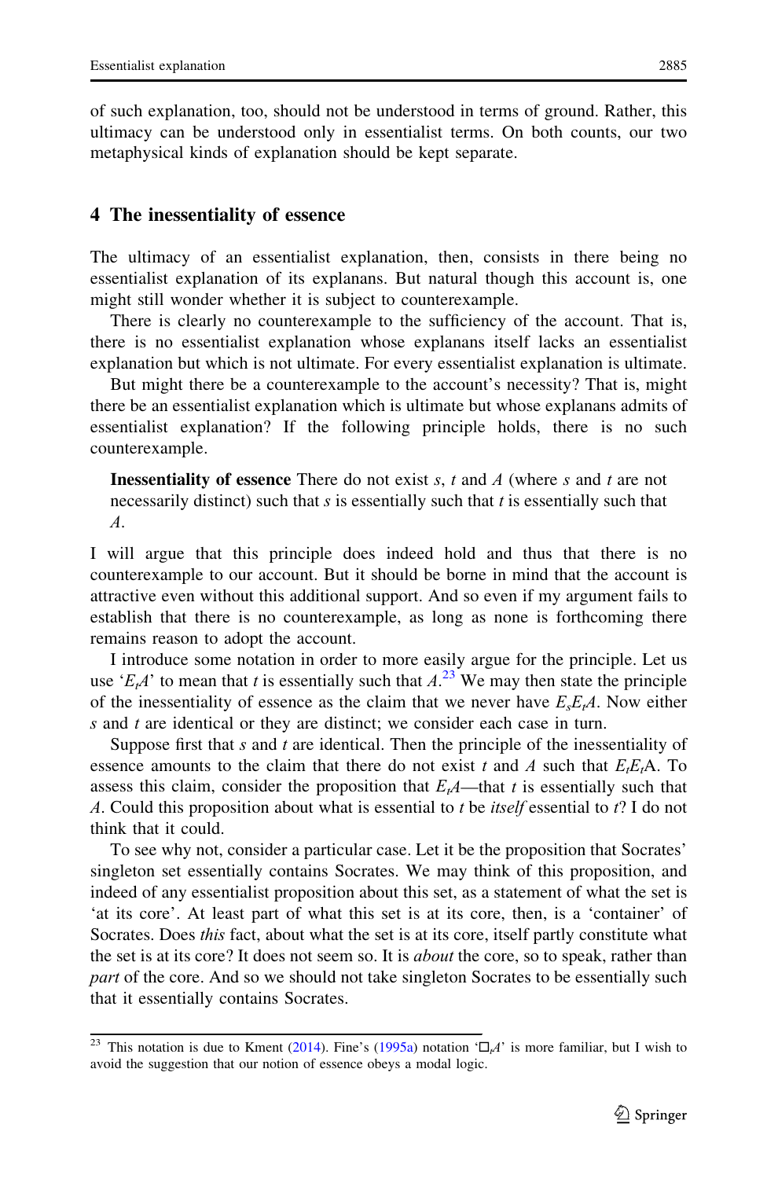of such explanation, too, should not be understood in terms of ground. Rather, this ultimacy can be understood only in essentialist terms. On both counts, our two metaphysical kinds of explanation should be kept separate.

## 4 The inessentiality of essence

The ultimacy of an essentialist explanation, then, consists in there being no essentialist explanation of its explanans. But natural though this account is, one might still wonder whether it is subject to counterexample.

There is clearly no counterexample to the sufficiency of the account. That is, there is no essentialist explanation whose explanans itself lacks an essentialist explanation but which is not ultimate. For every essentialist explanation is ultimate.

But might there be a counterexample to the account's necessity? That is, might there be an essentialist explanation which is ultimate but whose explanans admits of essentialist explanation? If the following principle holds, there is no such counterexample.

> **Inessentiality of essence** There do not exist $s$, $t$ and $A$ (where $s$ and $t$ are not necessarily distinct) such that $s$ is essentially such that $t$ is essentially such that $A$.

I will argue that this principle does indeed hold and thus that there is no counterexample to our account. But it should be borne in mind that the account is attractive even without this additional support. And so even if my argument fails to establish that there is no counterexample, as long as none is forthcoming there remains reason to adopt the account.

I introduce some notation in order to more easily argue for the principle. Let us use '$E_tA$' to mean that $t$ is essentially such that $A$.[23] We may then state the principle of the inessentiality of essence as the claim that we never have $E_sE_tA$. Now either $s$ and $t$ are identical or they are distinct; we consider each case in turn.

Suppose first that $s$ and $t$ are identical. Then the principle of the inessentiality of essence amounts to the claim that there do not exist $t$ and $A$ such that $E_tE_tA$. To assess this claim, consider the proposition that $E_tA$—that $t$ is essentially such that $A$. Could this proposition about what is essential to $t$ be *itself* essential to $t$? I do not think that it could.

To see why not, consider a particular case. Let it be the proposition that Socrates' singleton set essentially contains Socrates. We may think of this proposition, and indeed of any essentialist proposition about this set, as a statement of what the set is 'at its core'. At least part of what this set is at its core, then, is a 'container' of Socrates. Does *this* fact, about what the set is at its core, itself partly constitute what the set is at its core? It does not seem so. It is *about* the core, so to speak, rather than *part* of the core. And so we should not take singleton Socrates to be essentially such that it essentially contains Socrates.

---

[23] This notation is due to Kment (2014). Fine's (1995a) notation '$\Box_tA$' is more familiar, but I wish to avoid the suggestion that our notion of essence obeys a modal logic.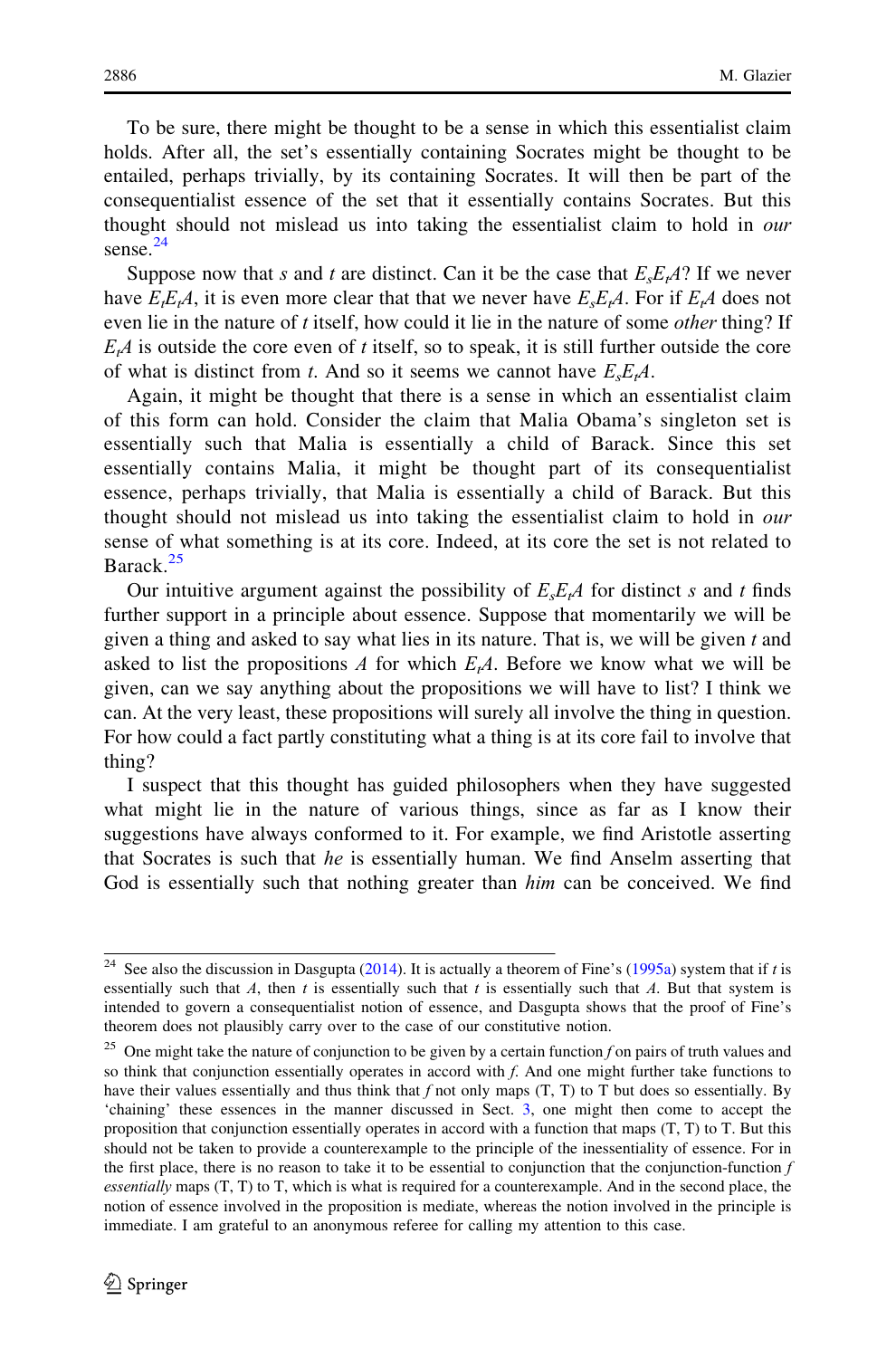To be sure, there might be thought to be a sense in which this essentialist claim holds. After all, the set's essentially containing Socrates might be thought to be entailed, perhaps trivially, by its containing Socrates. It will then be part of the consequentialist essence of the set that it essentially contains Socrates. But this thought should not mislead us into taking the essentialist claim to hold in *our* sense.[24]

Suppose now that $s$ and $t$ are distinct. Can it be the case that $E_sE_tA$? If we never have $E_tE_tA$, it is even more clear that that we never have $E_sE_tA$. For if $E_tA$ does not even lie in the nature of $t$ itself, how could it lie in the nature of some *other* thing? If $E_tA$ is outside the core even of $t$ itself, so to speak, it is still further outside the core of what is distinct from $t$. And so it seems we cannot have $E_sE_tA$.

Again, it might be thought that there is a sense in which an essentialist claim of this form can hold. Consider the claim that Malia Obama's singleton set is essentially such that Malia is essentially a child of Barack. Since this set essentially contains Malia, it might be thought part of its consequentialist essence, perhaps trivially, that Malia is essentially a child of Barack. But this thought should not mislead us into taking the essentialist claim to hold in *our* sense of what something is at its core. Indeed, at its core the set is not related to Barack.[25]

Our intuitive argument against the possibility of $E_sE_tA$ for distinct $s$ and $t$ finds further support in a principle about essence. Suppose that momentarily we will be given a thing and asked to say what lies in its nature. That is, we will be given $t$ and asked to list the propositions $A$ for which $E_tA$. Before we know what we will be given, can we say anything about the propositions we will have to list? I think we can. At the very least, these propositions will surely all involve the thing in question. For how could a fact partly constituting what a thing is at its core fail to involve that thing?

I suspect that this thought has guided philosophers when they have suggested what might lie in the nature of various things, since as far as I know their suggestions have always conformed to it. For example, we find Aristotle asserting that Socrates is such that *he* is essentially human. We find Anselm asserting that God is essentially such that nothing greater than *him* can be conceived. We find

---

[24] See also the discussion in Dasgupta (2014). It is actually a theorem of Fine's (1995a) system that if $t$ is essentially such that $A$, then $t$ is essentially such that $t$ is essentially such that $A$. But that system is intended to govern a consequentialist notion of essence, and Dasgupta shows that the proof of Fine's theorem does not plausibly carry over to the case of our constitutive notion.

[25] One might take the nature of conjunction to be given by a certain function $f$ on pairs of truth values and so think that conjunction essentially operates in accord with $f$. And one might further take functions to have their values essentially and thus think that $f$ not only maps (T, T) to T but does so essentially. By 'chaining' these essences in the manner discussed in Sect. 3, one might then come to accept the proposition that conjunction essentially operates in accord with a function that maps (T, T) to T. But this should not be taken to provide a counterexample to the principle of the inessentiality of essence. For in the first place, there is no reason to take it to be essential to conjunction that the conjunction-function $f$ *essentially* maps (T, T) to T, which is what is required for a counterexample. And in the second place, the notion of essence involved in the proposition is mediate, whereas the notion involved in the principle is immediate. I am grateful to an anonymous referee for calling my attention to this case.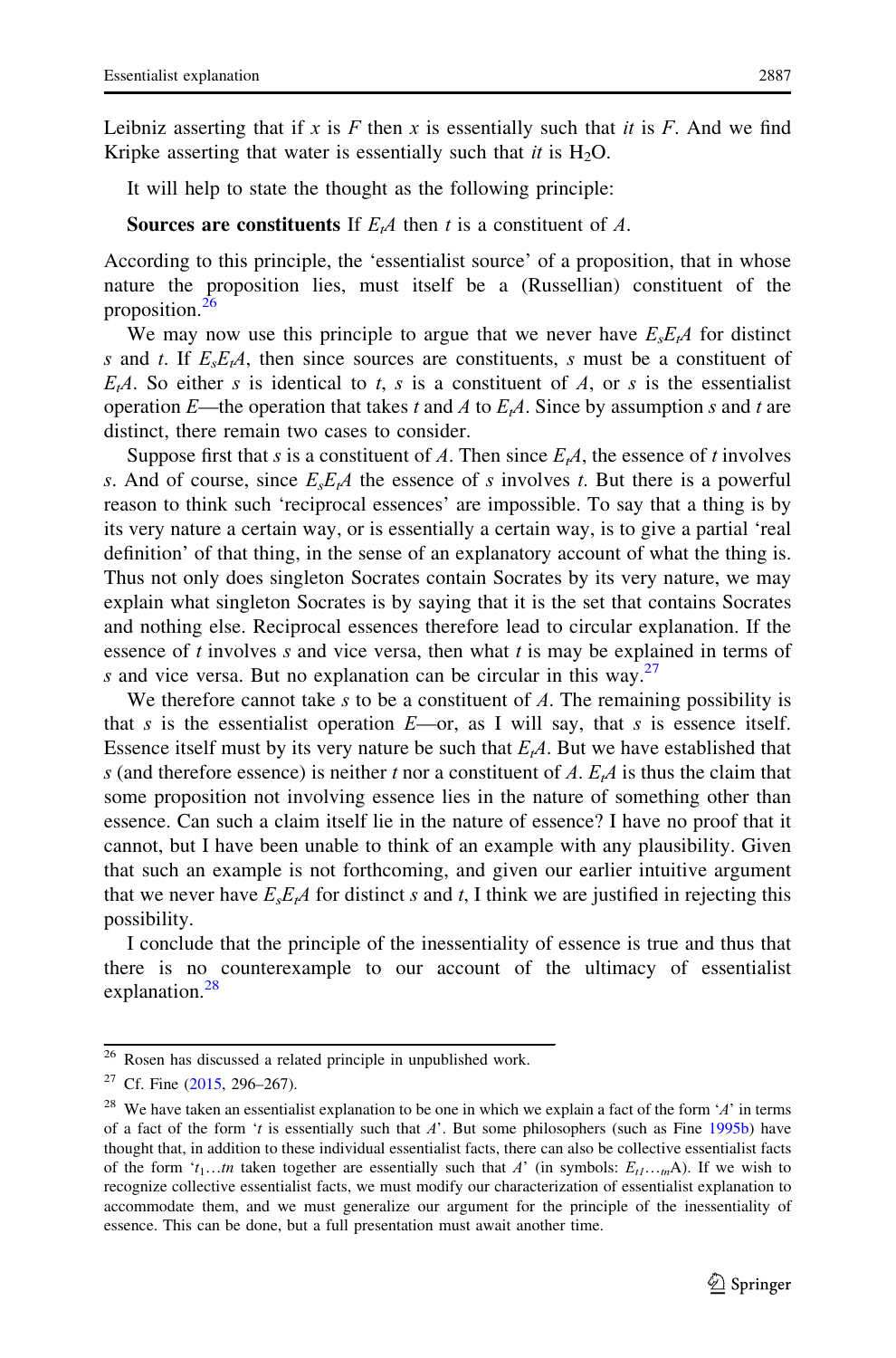Leibniz asserting that if $x$ is $F$ then $x$ is essentially such that *it* is $F$. And we find Kripke asserting that water is essentially such that *it* is $H_2O$.

It will help to state the thought as the following principle:

**Sources are constituents** If $E_tA$ then $t$ is a constituent of $A$.

According to this principle, the 'essentialist source' of a proposition, that in whose nature the proposition lies, must itself be a (Russellian) constituent of the proposition.[26]

We may now use this principle to argue that we never have $E_sE_tA$ for distinct $s$ and $t$. If $E_sE_tA$, then since sources are constituents, $s$ must be a constituent of $E_tA$. So either $s$ is identical to $t$, $s$ is a constituent of $A$, or $s$ is the essentialist operation $E$—the operation that takes $t$ and $A$ to $E_tA$. Since by assumption $s$ and $t$ are distinct, there remain two cases to consider.

Suppose first that $s$ is a constituent of $A$. Then since $E_tA$, the essence of $t$ involves $s$. And of course, since $E_sE_tA$ the essence of $s$ involves $t$. But there is a powerful reason to think such 'reciprocal essences' are impossible. To say that a thing is by its very nature a certain way, or is essentially a certain way, is to give a partial 'real definition' of that thing, in the sense of an explanatory account of what the thing is. Thus not only does singleton Socrates contain Socrates by its very nature, we may explain what singleton Socrates is by saying that it is the set that contains Socrates and nothing else. Reciprocal essences therefore lead to circular explanation. If the essence of $t$ involves $s$ and vice versa, then what $t$ is may be explained in terms of $s$ and vice versa. But no explanation can be circular in this way.[27]

We therefore cannot take $s$ to be a constituent of $A$. The remaining possibility is that $s$ is the essentialist operation $E$—or, as I will say, that $s$ is essence itself. Essence itself must by its very nature be such that $E_tA$. But we have established that $s$ (and therefore essence) is neither $t$ nor a constituent of $A$. $E_tA$ is thus the claim that some proposition not involving essence lies in the nature of something other than essence. Can such a claim itself lie in the nature of essence? I have no proof that it cannot, but I have been unable to think of an example with any plausibility. Given that such an example is not forthcoming, and given our earlier intuitive argument that we never have $E_sE_tA$ for distinct $s$ and $t$, I think we are justified in rejecting this possibility.

I conclude that the principle of the inessentiality of essence is true and thus that there is no counterexample to our account of the ultimacy of essentialist explanation.[28]

---

[26] Rosen has discussed a related principle in unpublished work.

[27] Cf. Fine (2015, 296–267).

[28] We have taken an essentialist explanation to be one in which we explain a fact of the form '$A$' in terms of a fact of the form '$t$ is essentially such that $A$'. But some philosophers (such as Fine 1995b) have thought that, in addition to these individual essentialist facts, there can also be collective essentialist facts of the form '$t_1 \ldots tn$ taken together are essentially such that $A$' (in symbols: $E_{t1\ldots tm}$A). If we wish to recognize collective essentialist facts, we must modify our characterization of essentialist explanation to accommodate them, and we must generalize our argument for the principle of the inessentiality of essence. This can be done, but a full presentation must await another time.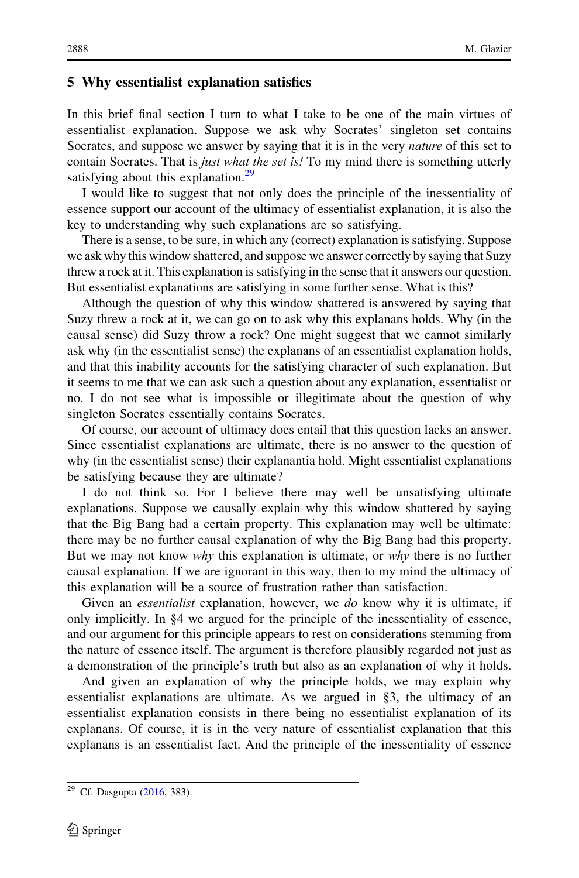## 5 Why essentialist explanation satisfies

In this brief final section I turn to what I take to be one of the main virtues of essentialist explanation. Suppose we ask why Socrates' singleton set contains Socrates, and suppose we answer by saying that it is in the very *nature* of this set to contain Socrates. That is *just what the set is!* To my mind there is something utterly satisfying about this explanation.[29]

I would like to suggest that not only does the principle of the inessentiality of essence support our account of the ultimacy of essentialist explanation, it is also the key to understanding why such explanations are so satisfying.

There is a sense, to be sure, in which any (correct) explanation is satisfying. Suppose we ask why this window shattered, and suppose we answer correctly by saying that Suzy threw a rock at it. This explanation is satisfying in the sense that it answers our question. But essentialist explanations are satisfying in some further sense. What is this?

Although the question of why this window shattered is answered by saying that Suzy threw a rock at it, we can go on to ask why this explanans holds. Why (in the causal sense) did Suzy throw a rock? One might suggest that we cannot similarly ask why (in the essentialist sense) the explanans of an essentialist explanation holds, and that this inability accounts for the satisfying character of such explanation. But it seems to me that we can ask such a question about any explanation, essentialist or no. I do not see what is impossible or illegitimate about the question of why singleton Socrates essentially contains Socrates.

Of course, our account of ultimacy does entail that this question lacks an answer. Since essentialist explanations are ultimate, there is no answer to the question of why (in the essentialist sense) their explanantia hold. Might essentialist explanations be satisfying because they are ultimate?

I do not think so. For I believe there may well be unsatisfying ultimate explanations. Suppose we causally explain why this window shattered by saying that the Big Bang had a certain property. This explanation may well be ultimate: there may be no further causal explanation of why the Big Bang had this property. But we may not know *why* this explanation is ultimate, or *why* there is no further causal explanation. If we are ignorant in this way, then to my mind the ultimacy of this explanation will be a source of frustration rather than satisfaction.

Given an *essentialist* explanation, however, we *do* know why it is ultimate, if only implicitly. In §4 we argued for the principle of the inessentiality of essence, and our argument for this principle appears to rest on considerations stemming from the nature of essence itself. The argument is therefore plausibly regarded not just as a demonstration of the principle's truth but also as an explanation of why it holds.

And given an explanation of why the principle holds, we may explain why essentialist explanations are ultimate. As we argued in §3, the ultimacy of an essentialist explanation consists in there being no essentialist explanation of its explanans. Of course, it is in the very nature of essentialist explanation that this explanans is an essentialist fact. And the principle of the inessentiality of essence

---

[29] Cf. Dasgupta (2016, 383).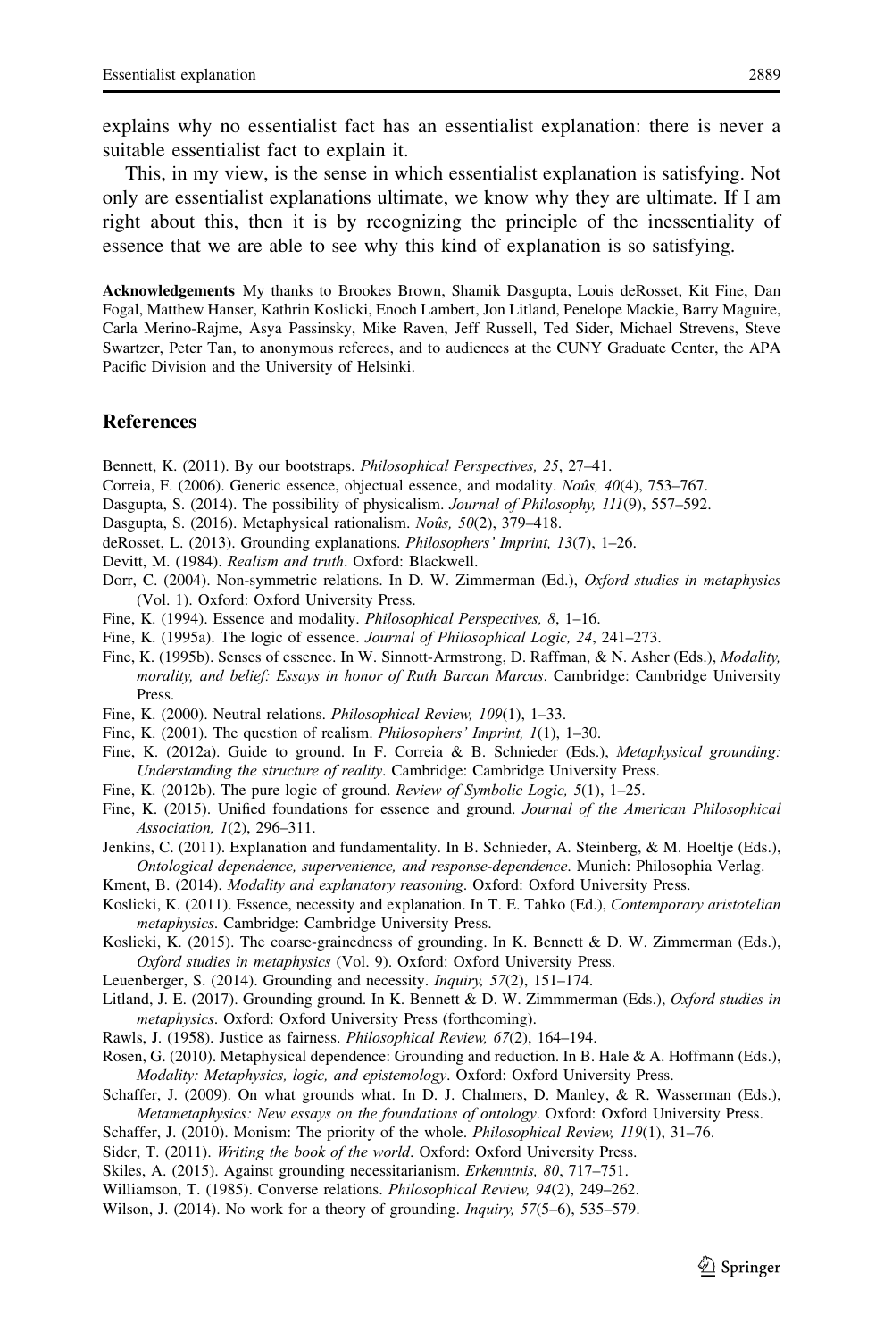explains why no essentialist fact has an essentialist explanation: there is never a suitable essentialist fact to explain it.

This, in my view, is the sense in which essentialist explanation is satisfying. Not only are essentialist explanations ultimate, we know why they are ultimate. If I am right about this, then it is by recognizing the principle of the inessentiality of essence that we are able to see why this kind of explanation is so satisfying.

**Acknowledgements** My thanks to Brookes Brown, Shamik Dasgupta, Louis deRosset, Kit Fine, Dan Fogal, Matthew Hanser, Kathrin Koslicki, Enoch Lambert, Jon Litland, Penelope Mackie, Barry Maguire, Carla Merino-Rajme, Asya Passinsky, Mike Raven, Jeff Russell, Ted Sider, Michael Strevens, Steve Swartzer, Peter Tan, to anonymous referees, and to audiences at the CUNY Graduate Center, the APA Pacific Division and the University of Helsinki.

## References

Bennett, K. (2011). By our bootstraps. *Philosophical Perspectives, 25*, 27–41.

Correia, F. (2006). Generic essence, objectual essence, and modality. *Noûs, 40*(4), 753–767.

Dasgupta, S. (2014). The possibility of physicalism. *Journal of Philosophy, 111*(9), 557–592.

Dasgupta, S. (2016). Metaphysical rationalism. *Noûs, 50*(2), 379–418.

deRosset, L. (2013). Grounding explanations. *Philosophers' Imprint, 13*(7), 1–26.

Devitt, M. (1984). *Realism and truth*. Oxford: Blackwell.

Dorr, C. (2004). Non-symmetric relations. In D. W. Zimmerman (Ed.), *Oxford studies in metaphysics* (Vol. 1). Oxford: Oxford University Press.

Fine, K. (1994). Essence and modality. *Philosophical Perspectives, 8*, 1–16.

Fine, K. (1995a). The logic of essence. *Journal of Philosophical Logic, 24*, 241–273.

Fine, K. (1995b). Senses of essence. In W. Sinnott-Armstrong, D. Raffman, & N. Asher (Eds.), *Modality, morality, and belief: Essays in honor of Ruth Barcan Marcus*. Cambridge: Cambridge University Press.

Fine, K. (2000). Neutral relations. *Philosophical Review, 109*(1), 1–33.

Fine, K. (2001). The question of realism. *Philosophers' Imprint, 1*(1), 1–30.

Fine, K. (2012a). Guide to ground. In F. Correia & B. Schnieder (Eds.), *Metaphysical grounding: Understanding the structure of reality*. Cambridge: Cambridge University Press.

Fine, K. (2012b). The pure logic of ground. *Review of Symbolic Logic, 5*(1), 1–25.

Fine, K. (2015). Unified foundations for essence and ground. *Journal of the American Philosophical Association, 1*(2), 296–311.

Jenkins, C. (2011). Explanation and fundamentality. In B. Schnieder, A. Steinberg, & M. Hoeltje (Eds.), *Ontological dependence, supervenience, and response-dependence*. Munich: Philosophia Verlag.

Kment, B. (2014). *Modality and explanatory reasoning*. Oxford: Oxford University Press.

Koslicki, K. (2011). Essence, necessity and explanation. In T. E. Tahko (Ed.), *Contemporary aristotelian metaphysics*. Cambridge: Cambridge University Press.

Koslicki, K. (2015). The coarse-grainedness of grounding. In K. Bennett & D. W. Zimmerman (Eds.), *Oxford studies in metaphysics* (Vol. 9). Oxford: Oxford University Press.

Leuenberger, S. (2014). Grounding and necessity. *Inquiry, 57*(2), 151–174.

Litland, J. E. (2017). Grounding ground. In K. Bennett & D. W. Zimmmerman (Eds.), *Oxford studies in metaphysics*. Oxford: Oxford University Press (forthcoming).

Rawls, J. (1958). Justice as fairness. *Philosophical Review, 67*(2), 164–194.

Rosen, G. (2010). Metaphysical dependence: Grounding and reduction. In B. Hale & A. Hoffmann (Eds.), *Modality: Metaphysics, logic, and epistemology*. Oxford: Oxford University Press.

Schaffer, J. (2009). On what grounds what. In D. J. Chalmers, D. Manley, & R. Wasserman (Eds.), *Metametaphysics: New essays on the foundations of ontology*. Oxford: Oxford University Press.

Schaffer, J. (2010). Monism: The priority of the whole. *Philosophical Review, 119*(1), 31–76.

Sider, T. (2011). *Writing the book of the world*. Oxford: Oxford University Press.

Skiles, A. (2015). Against grounding necessitarianism. *Erkenntnis, 80*, 717–751.

Williamson, T. (1985). Converse relations. *Philosophical Review, 94*(2), 249–262.

Wilson, J. (2014). No work for a theory of grounding. *Inquiry, 57*(5–6), 535–579.